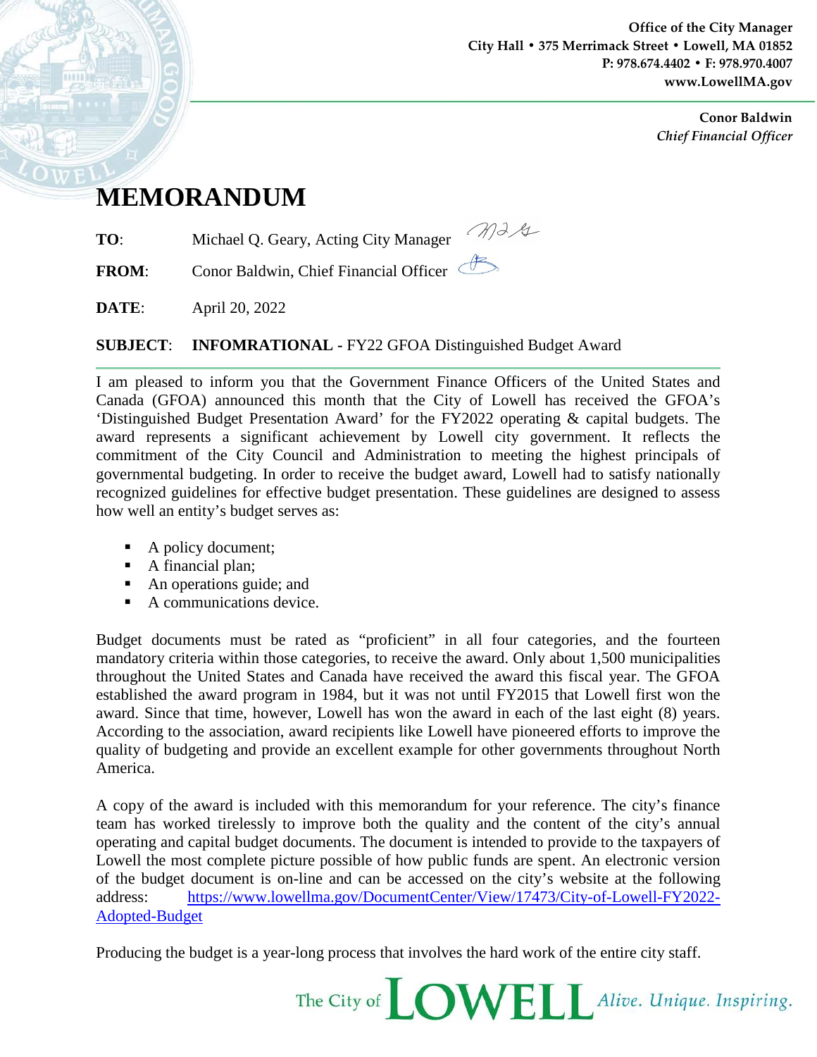Office of the City Manager
City Hall • 375 Merrimack Street • Lowell, MA 01852
P: 978.674.4402 • F: 978.970.4007
www.LowellMA.gov

**Conor Baldwin**
*Chief Financial Officer*

# MEMORANDUM

**TO**: Michael Q. Geary, Acting City Manager

**FROM**: Conor Baldwin, Chief Financial Officer

**DATE**: April 20, 2022

**SUBJECT**: **INFOMRATIONAL -** FY22 GFOA Distinguished Budget Award

I am pleased to inform you that the Government Finance Officers of the United States and Canada (GFOA) announced this month that the City of Lowell has received the GFOA's 'Distinguished Budget Presentation Award' for the FY2022 operating & capital budgets. The award represents a significant achievement by Lowell city government. It reflects the commitment of the City Council and Administration to meeting the highest principals of governmental budgeting. In order to receive the budget award, Lowell had to satisfy nationally recognized guidelines for effective budget presentation. These guidelines are designed to assess how well an entity's budget serves as:

- A policy document;
- A financial plan;
- An operations guide; and
- A communications device.

Budget documents must be rated as "proficient" in all four categories, and the fourteen mandatory criteria within those categories, to receive the award. Only about 1,500 municipalities throughout the United States and Canada have received the award this fiscal year. The GFOA established the award program in 1984, but it was not until FY2015 that Lowell first won the award. Since that time, however, Lowell has won the award in each of the last eight (8) years. According to the association, award recipients like Lowell have pioneered efforts to improve the quality of budgeting and provide an excellent example for other governments throughout North America.

A copy of the award is included with this memorandum for your reference. The city's finance team has worked tirelessly to improve both the quality and the content of the city's annual operating and capital budget documents. The document is intended to provide to the taxpayers of Lowell the most complete picture possible of how public funds are spent. An electronic version of the budget document is on-line and can be accessed on the city's website at the following address: https://www.lowellma.gov/DocumentCenter/View/17473/City-of-Lowell-FY2022-Adopted-Budget

Producing the budget is a year-long process that involves the hard work of the entire city staff.

The City of LOWELL *Alive. Unique. Inspiring.*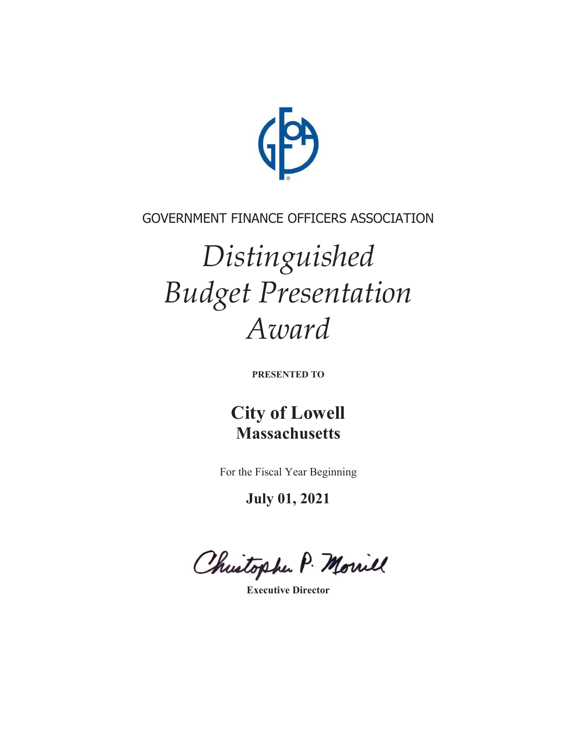GOVERNMENT FINANCE OFFICERS ASSOCIATION

# *Distinguished Budget Presentation Award*

**PRESENTED TO**

## City of Lowell
**Massachusetts**

For the Fiscal Year Beginning

**July 01, 2021**

Christopher P. Morrill

**Executive Director**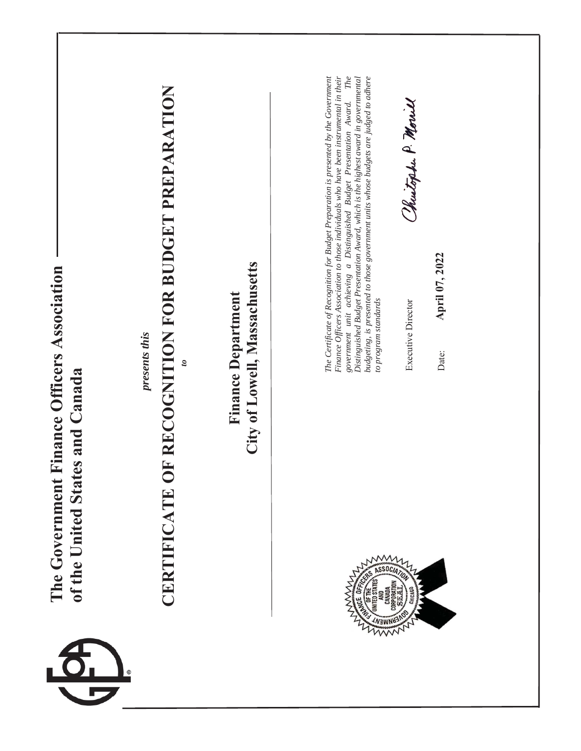# The Government Finance Officers Association of the United States and Canada

*presents this*

## CERTIFICATE OF RECOGNITION FOR BUDGET PREPARATION

*to*

### Finance Department
### City of Lowell, Massachusetts

*The Certificate of Recognition for Budget Preparation is presented by the Government Finance Officers Association to those individuals who have been instrumental in their government unit achieving a Distinguished Budget Presentation Award. The Distinguished Budget Presentation Award, which is the highest award in governmental budgeting, is presented to those government units whose budgets are judged to adhere to program standards*

Executive Director

Date: **April 07, 2022**